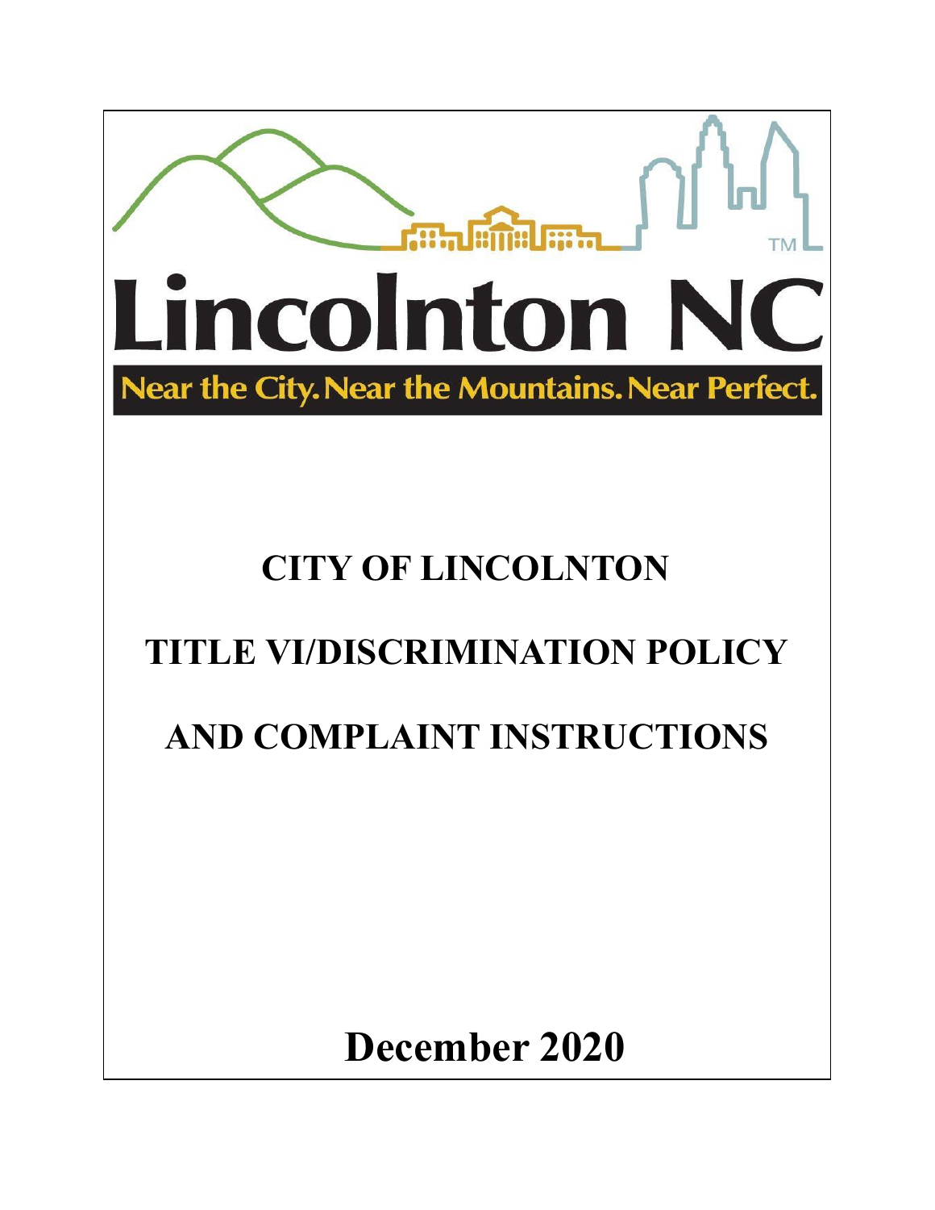Lincolnton NC

Near the City. Near the Mountains. Near Perfect.

# CITY OF LINCOLNTON

# TITLE VI/DISCRIMINATION POLICY

# AND COMPLAINT INSTRUCTIONS

**December 2020**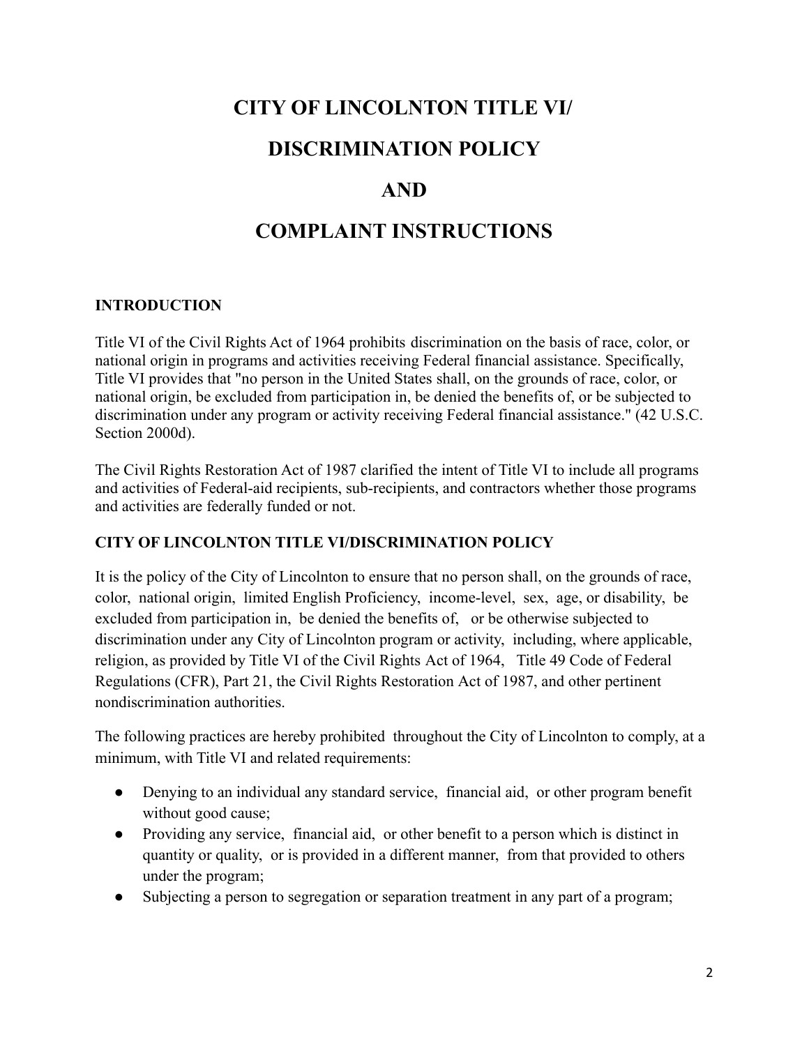# CITY OF LINCOLNTON TITLE VI/ DISCRIMINATION POLICY AND COMPLAINT INSTRUCTIONS

## INTRODUCTION

Title VI of the Civil Rights Act of 1964 prohibits discrimination on the basis of race, color, or national origin in programs and activities receiving Federal financial assistance. Specifically, Title VI provides that "no person in the United States shall, on the grounds of race, color, or national origin, be excluded from participation in, be denied the benefits of, or be subjected to discrimination under any program or activity receiving Federal financial assistance." (42 U.S.C. Section 2000d).

The Civil Rights Restoration Act of 1987 clarified the intent of Title VI to include all programs and activities of Federal-aid recipients, sub-recipients, and contractors whether those programs and activities are federally funded or not.

## CITY OF LINCOLNTON TITLE VI/DISCRIMINATION POLICY

It is the policy of the City of Lincolnton to ensure that no person shall, on the grounds of race, color, national origin, limited English Proficiency, income-level, sex, age, or disability, be excluded from participation in, be denied the benefits of, or be otherwise subjected to discrimination under any City of Lincolnton program or activity, including, where applicable, religion, as provided by Title VI of the Civil Rights Act of 1964, Title 49 Code of Federal Regulations (CFR), Part 21, the Civil Rights Restoration Act of 1987, and other pertinent nondiscrimination authorities.

The following practices are hereby prohibited throughout the City of Lincolnton to comply, at a minimum, with Title VI and related requirements:

- Denying to an individual any standard service, financial aid, or other program benefit without good cause;
- Providing any service, financial aid, or other benefit to a person which is distinct in quantity or quality, or is provided in a different manner, from that provided to others under the program;
- Subjecting a person to segregation or separation treatment in any part of a program;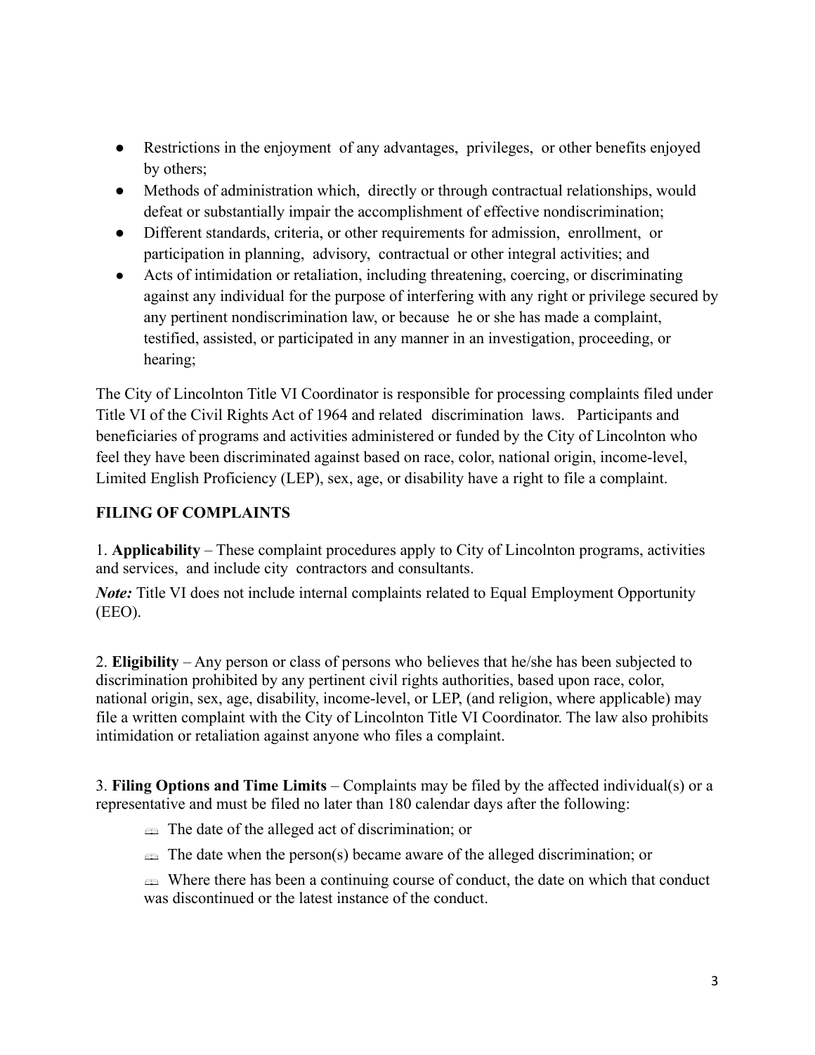- Restrictions in the enjoyment of any advantages, privileges, or other benefits enjoyed by others;
- Methods of administration which, directly or through contractual relationships, would defeat or substantially impair the accomplishment of effective nondiscrimination;
- Different standards, criteria, or other requirements for admission, enrollment, or participation in planning, advisory, contractual or other integral activities; and
- Acts of intimidation or retaliation, including threatening, coercing, or discriminating against any individual for the purpose of interfering with any right or privilege secured by any pertinent nondiscrimination law, or because he or she has made a complaint, testified, assisted, or participated in any manner in an investigation, proceeding, or hearing;

The City of Lincolnton Title VI Coordinator is responsible for processing complaints filed under Title VI of the Civil Rights Act of 1964 and related discrimination laws. Participants and beneficiaries of programs and activities administered or funded by the City of Lincolnton who feel they have been discriminated against based on race, color, national origin, income-level, Limited English Proficiency (LEP), sex, age, or disability have a right to file a complaint.

**FILING OF COMPLAINTS**

1. **Applicability** – These complaint procedures apply to City of Lincolnton programs, activities and services, and include city contractors and consultants.

***Note:*** Title VI does not include internal complaints related to Equal Employment Opportunity (EEO).

2. **Eligibility** – Any person or class of persons who believes that he/she has been subjected to discrimination prohibited by any pertinent civil rights authorities, based upon race, color, national origin, sex, age, disability, income-level, or LEP, (and religion, where applicable) may file a written complaint with the City of Lincolnton Title VI Coordinator. The law also prohibits intimidation or retaliation against anyone who files a complaint.

3. **Filing Options and Time Limits** – Complaints may be filed by the affected individual(s) or a representative and must be filed no later than 180 calendar days after the following:

- The date of the alleged act of discrimination; or
- The date when the person(s) became aware of the alleged discrimination; or
- Where there has been a continuing course of conduct, the date on which that conduct was discontinued or the latest instance of the conduct.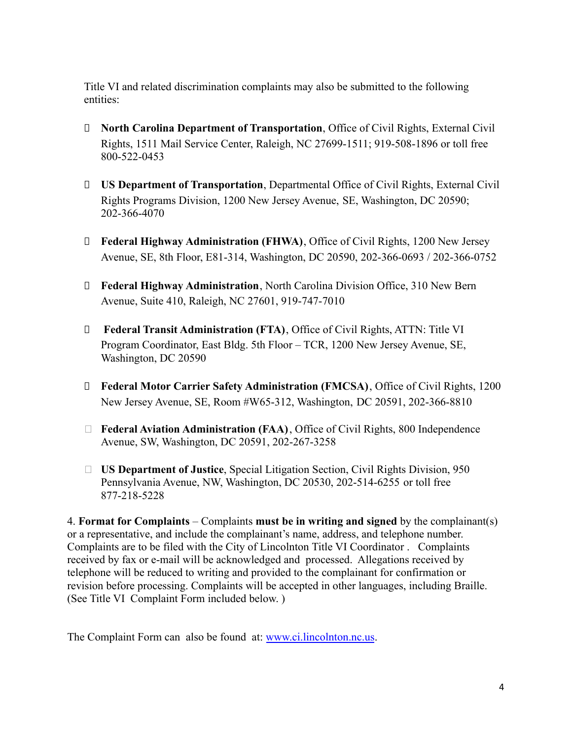Title VI and related discrimination complaints may also be submitted to the following entities:

- **North Carolina Department of Transportation**, Office of Civil Rights, External Civil Rights, 1511 Mail Service Center, Raleigh, NC 27699-1511; 919-508-1896 or toll free 800-522-0453

- **US Department of Transportation**, Departmental Office of Civil Rights, External Civil Rights Programs Division, 1200 New Jersey Avenue, SE, Washington, DC 20590; 202-366-4070

- **Federal Highway Administration (FHWA)**, Office of Civil Rights, 1200 New Jersey Avenue, SE, 8th Floor, E81-314, Washington, DC 20590, 202-366-0693 / 202-366-0752

- **Federal Highway Administration**, North Carolina Division Office, 310 New Bern Avenue, Suite 410, Raleigh, NC 27601, 919-747-7010

- **Federal Transit Administration (FTA)**, Office of Civil Rights, ATTN: Title VI Program Coordinator, East Bldg. 5th Floor – TCR, 1200 New Jersey Avenue, SE, Washington, DC 20590

- **Federal Motor Carrier Safety Administration (FMCSA)**, Office of Civil Rights, 1200 New Jersey Avenue, SE, Room #W65-312, Washington, DC 20591, 202-366-8810

- **Federal Aviation Administration (FAA)**, Office of Civil Rights, 800 Independence Avenue, SW, Washington, DC 20591, 202-267-3258

- **US Department of Justice**, Special Litigation Section, Civil Rights Division, 950 Pennsylvania Avenue, NW, Washington, DC 20530, 202-514-6255 or toll free 877-218-5228

4. **Format for Complaints** – Complaints **must be in writing and signed** by the complainant(s) or a representative, and include the complainant's name, address, and telephone number. Complaints are to be filed with the City of Lincolnton Title VI Coordinator . Complaints received by fax or e-mail will be acknowledged and processed. Allegations received by telephone will be reduced to writing and provided to the complainant for confirmation or revision before processing. Complaints will be accepted in other languages, including Braille. (See Title VI Complaint Form included below. )

The Complaint Form can also be found at: [www.ci.lincolnton.nc.us](http://www.ci.lincolnton.nc.us).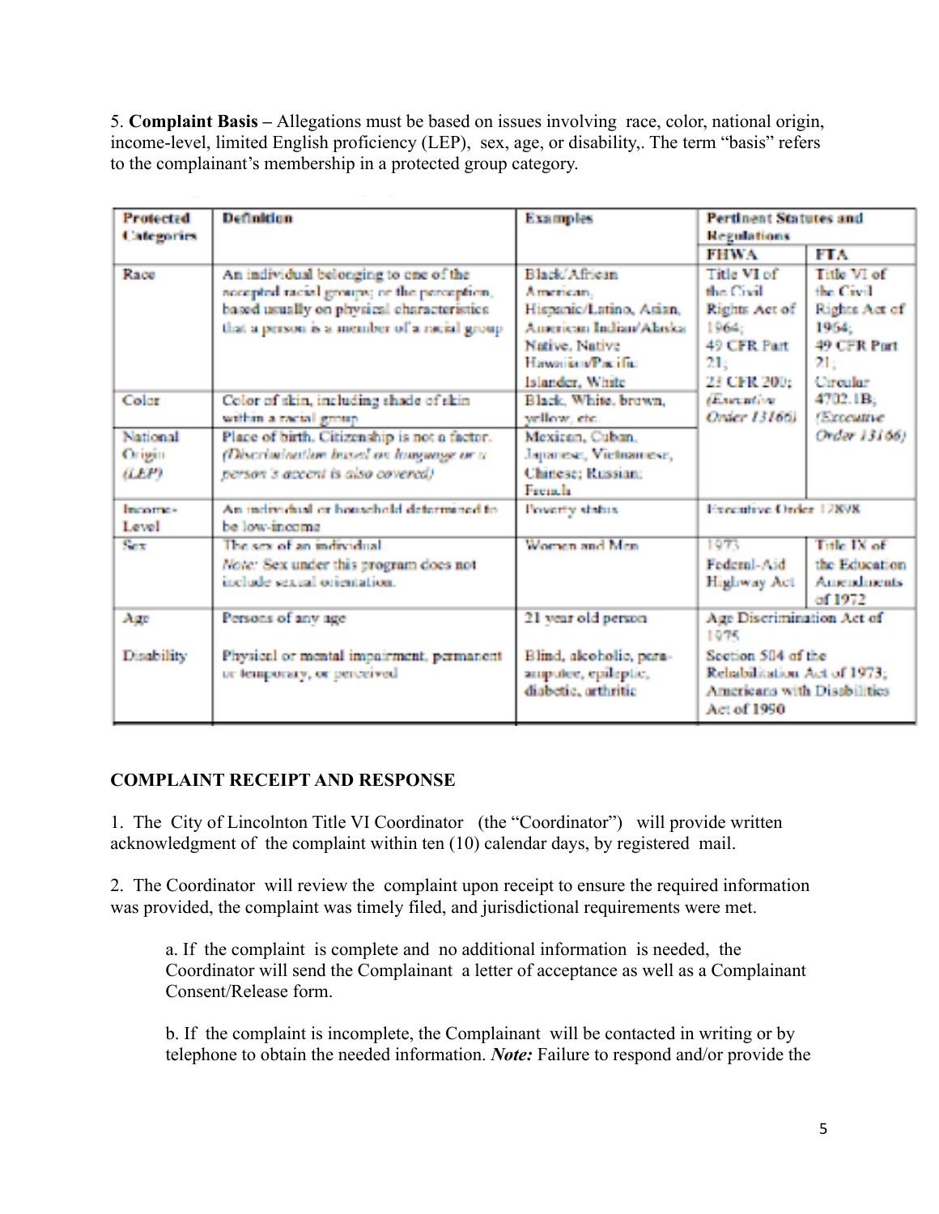5. **Complaint Basis –** Allegations must be based on issues involving race, color, national origin, income-level, limited English proficiency (LEP), sex, age, or disability,. The term "basis" refers to the complainant's membership in a protected group category.

| Protected Categories | Definition | Examples | Pertinent Statutes and Regulations | |
|---|---|---|---|---|
| | | | FHWA | FTA |
| Race | An individual belonging to one of the accepted racial groups; or the perception, based usually on physical characteristics that a person is a member of a racial group | Black/African American, Hispanic/Latino, Asian, American Indian/Alaska Native, Native Hawaiian/Pacific Islander, White | Title VI of the Civil Rights Act of 1964; 49 CFR Part 21; 23 CFR 200; *(Executive Order 13166)* | Title VI of the Civil Rights Act of 1964; 49 CFR Part 21; Circular 4702.1B; *(Executive Order 13166)* |
| Color | Color of skin, including shade of skin within a racial group | Black, White, brown, yellow, etc. | | |
| National Origin *(LEP)* | Place of birth. Citizenship is not a factor. *(Discrimination based on language or a person's accent is also covered)* | Mexican, Cuban, Japanese, Vietnamese, Chinese; Russian; French | | |
| Income-Level | An individual or household determined to be low-income | Poverty status | Executive Order 12898 | |
| Sex | The sex of an individual<br>*Note:* Sex under this program does not include sexual orientation. | Women and Men | 1973 Federal-Aid Highway Act | Title IX of the Education Amendments of 1972 |
| Age | Persons of any age | 21 year old person | Age Discrimination Act of 1975 | |
| Disability | Physical or mental impairment, permanent or temporary, or perceived | Blind, alcoholic, para-amputee, epileptic, diabetic, arthritic | Section 504 of the Rehabilitation Act of 1973; Americans with Disabilities Act of 1990 | |

## COMPLAINT RECEIPT AND RESPONSE

1. The City of Lincolnton Title VI Coordinator (the "Coordinator") will provide written acknowledgment of the complaint within ten (10) calendar days, by registered mail.

2. The Coordinator will review the complaint upon receipt to ensure the required information was provided, the complaint was timely filed, and jurisdictional requirements were met.

   a. If the complaint is complete and no additional information is needed, the Coordinator will send the Complainant a letter of acceptance as well as a Complainant Consent/Release form.

   b. If the complaint is incomplete, the Complainant will be contacted in writing or by telephone to obtain the needed information. ***Note:*** Failure to respond and/or provide the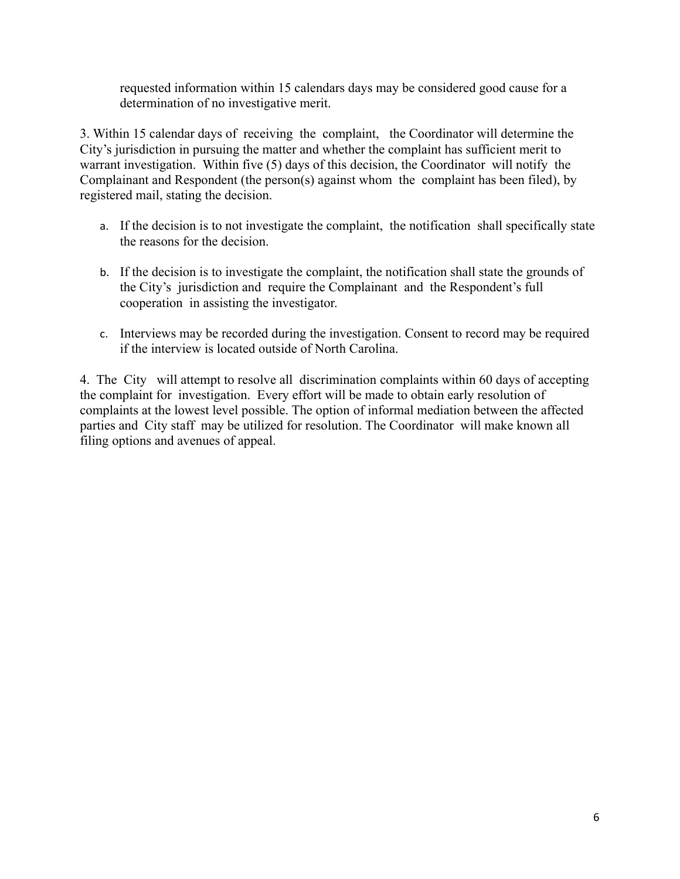requested information within 15 calendars days may be considered good cause for a determination of no investigative merit.

3. Within 15 calendar days of receiving the complaint, the Coordinator will determine the City's jurisdiction in pursuing the matter and whether the complaint has sufficient merit to warrant investigation. Within five (5) days of this decision, the Coordinator will notify the Complainant and Respondent (the person(s) against whom the complaint has been filed), by registered mail, stating the decision.

   a. If the decision is to not investigate the complaint, the notification shall specifically state the reasons for the decision.

   b. If the decision is to investigate the complaint, the notification shall state the grounds of the City's jurisdiction and require the Complainant and the Respondent's full cooperation in assisting the investigator.

   c. Interviews may be recorded during the investigation. Consent to record may be required if the interview is located outside of North Carolina.

4. The City will attempt to resolve all discrimination complaints within 60 days of accepting the complaint for investigation. Every effort will be made to obtain early resolution of complaints at the lowest level possible. The option of informal mediation between the affected parties and City staff may be utilized for resolution. The Coordinator will make known all filing options and avenues of appeal.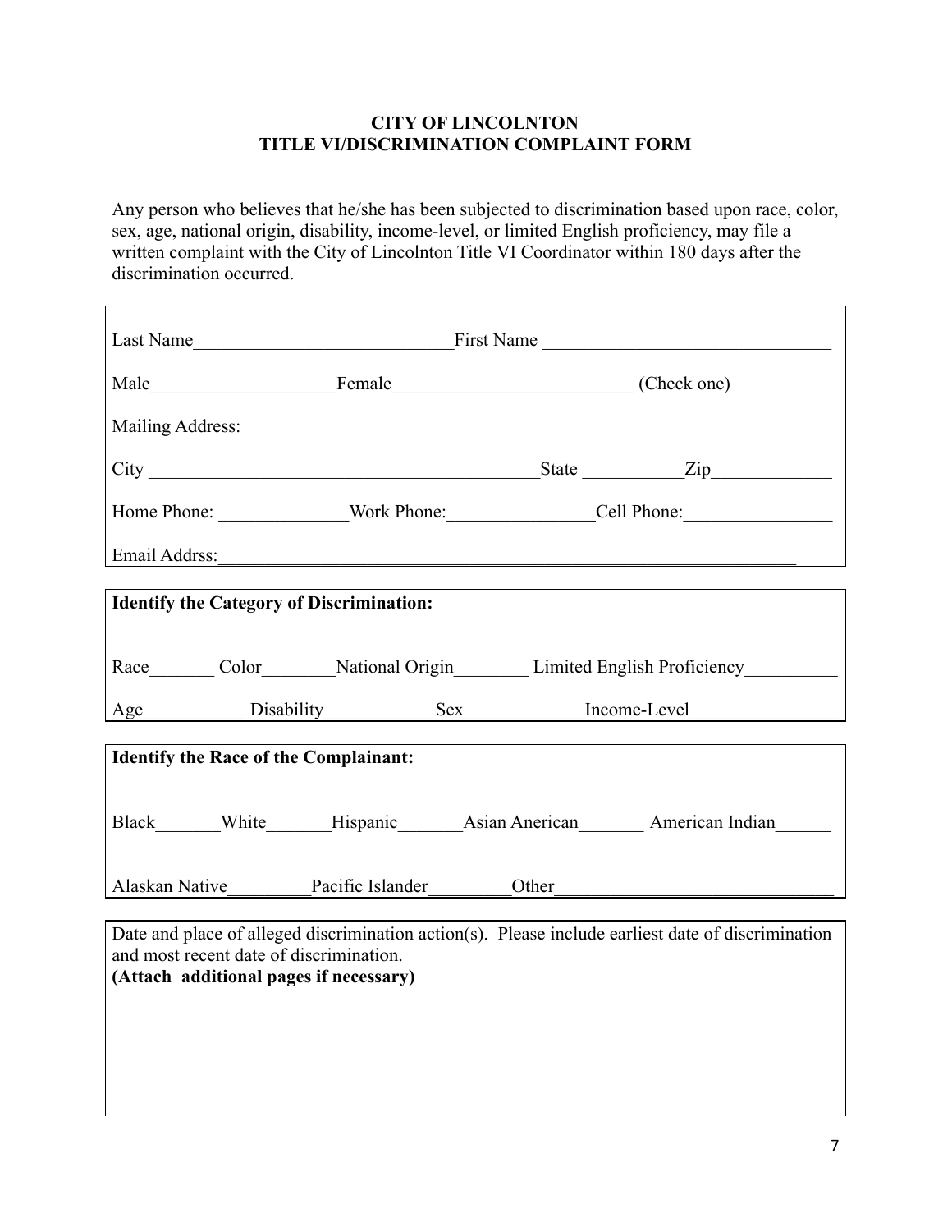**CITY OF LINCOLNTON**
**TITLE VI/DISCRIMINATION COMPLAINT FORM**

Any person who believes that he/she has been subjected to discrimination based upon race, color, sex, age, national origin, disability, income-level, or limited English proficiency, may file a written complaint with the City of Lincolnton Title VI Coordinator within 180 days after the discrimination occurred.

Last Name____________________________First Name ______________________________

Male____________________Female_________________________ (Check one)

Mailing Address:

City ________________________________________State __________Zip_____________

Home Phone: ______________Work Phone:_______________Cell Phone:________________

Email Addrss:_____________________________________________________________

**Identify the Category of Discrimination:**

Race_______ Color________National Origin________ Limited English Proficiency__________

Age___________ Disability____________Sex____________Income-Level________________

**Identify the Race of the Complainant:**

Black_______White_______Hispanic_______Asian Anerican_______ American Indian______

Alaskan Native_________Pacific Islander_________Other_____________________________

Date and place of alleged discrimination action(s). Please include earliest date of discrimination and most recent date of discrimination.
**(Attach additional pages if necessary)**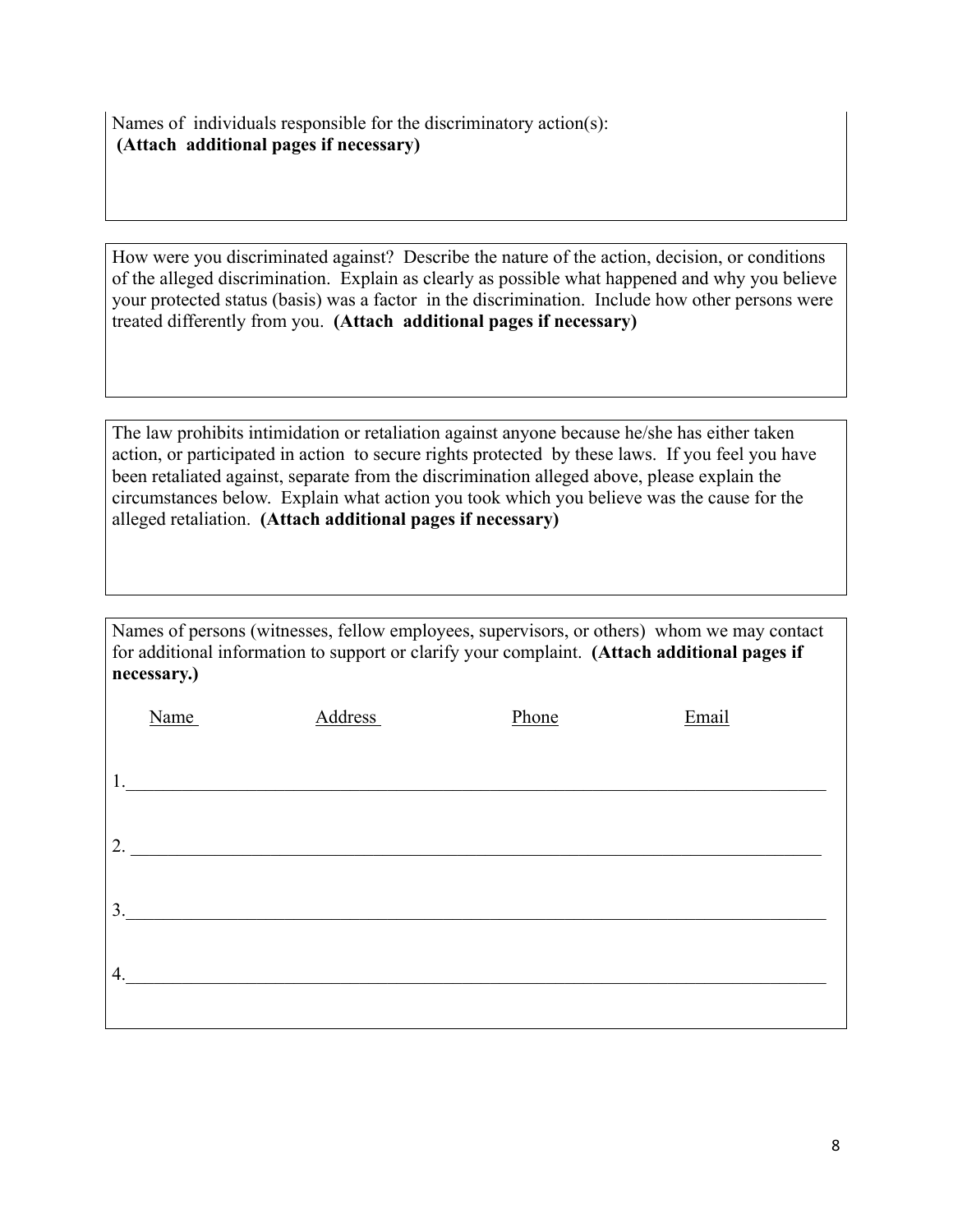Names of individuals responsible for the discriminatory action(s):
**(Attach additional pages if necessary)**

How were you discriminated against? Describe the nature of the action, decision, or conditions of the alleged discrimination. Explain as clearly as possible what happened and why you believe your protected status (basis) was a factor in the discrimination. Include how other persons were treated differently from you. **(Attach additional pages if necessary)**

The law prohibits intimidation or retaliation against anyone because he/she has either taken action, or participated in action to secure rights protected by these laws. If you feel you have been retaliated against, separate from the discrimination alleged above, please explain the circumstances below. Explain what action you took which you believe was the cause for the alleged retaliation. **(Attach additional pages if necessary)**

Names of persons (witnesses, fellow employees, supervisors, or others) whom we may contact for additional information to support or clarify your complaint. **(Attach additional pages if necessary.)**

| | Name | Address | Phone | Email |
|---|---|---|---|---|
| 1. | | | | |
| 2. | | | | |
| 3. | | | | |
| 4. | | | | |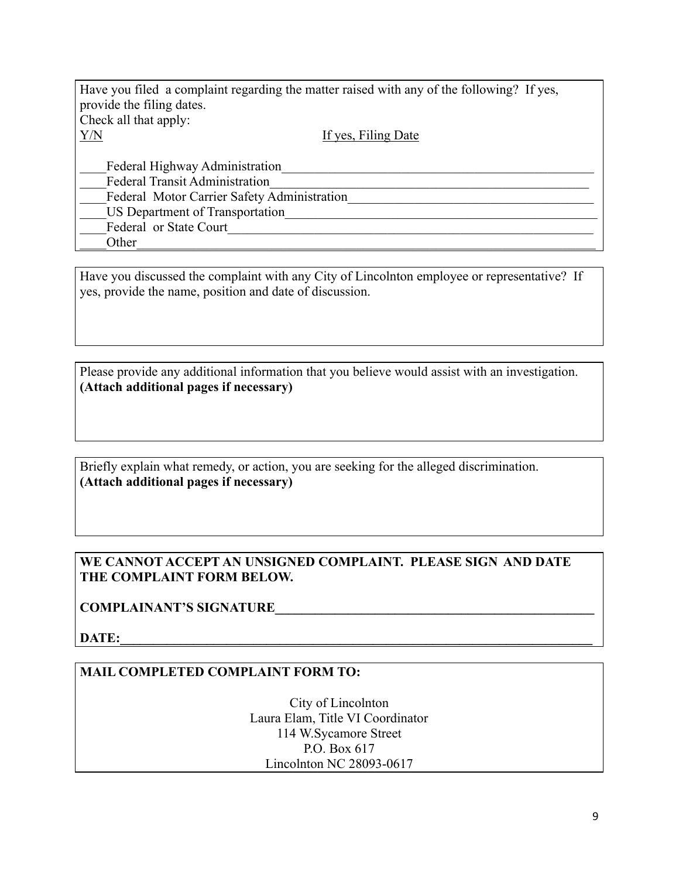Have you filed  a complaint regarding the matter raised with any of the following?  If yes, provide the filing dates.
Check all that apply:

Y/N                                                        If yes, Filing Date

____Federal Highway Administration______________________________________________
____Federal Transit Administration_______________________________________________
____Federal  Motor Carrier Safety Administration_________________________________
____US Department of Transportation_____________________________________________
____Federal  or State Court_____________________________________________________
____Other_______________________________________________________________________

Have you discussed the complaint with any City of Lincolnton employee or representative?  If yes, provide the name, position and date of discussion.

Please provide any additional information that you believe would assist with an investigation. **(Attach additional pages if necessary)**

Briefly explain what remedy, or action, you are seeking for the alleged discrimination. **(Attach additional pages if necessary)**

**WE CANNOT ACCEPT AN UNSIGNED COMPLAINT.  PLEASE SIGN  AND DATE THE COMPLAINT FORM BELOW.**

**COMPLAINANT'S SIGNATURE______________________________________________**

**DATE:_____________________________________________________________________**

**MAIL COMPLETED COMPLAINT FORM TO:**

City of Lincolnton
Laura Elam, Title VI Coordinator
114 W.Sycamore Street
P.O. Box 617
Lincolnton NC 28093-0617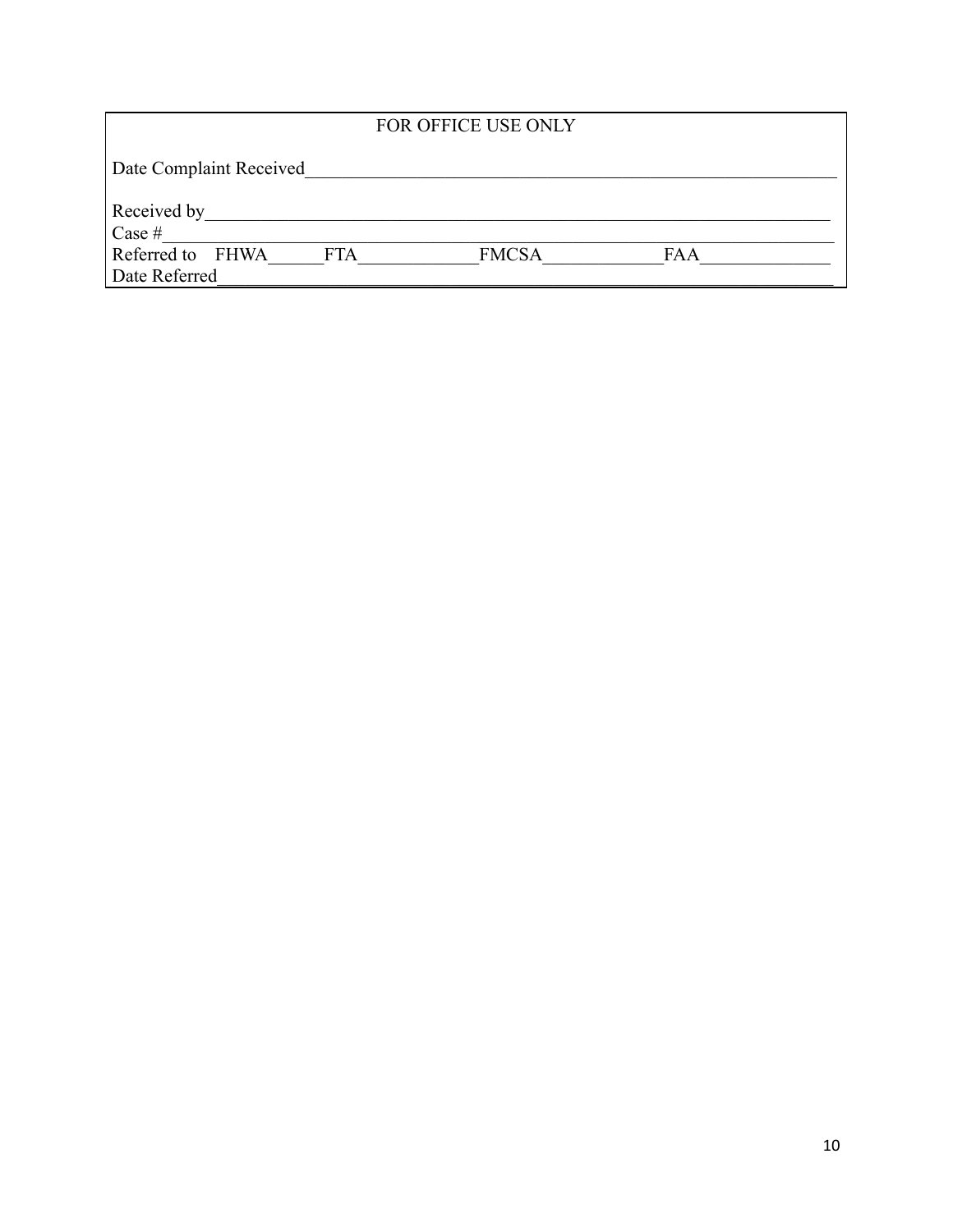FOR OFFICE USE ONLY

Date Complaint Received_______________________________________________________________

Received by_____________________________________________________________________

Case #_________________________________________________________________________

Referred to FHWA______FTA_____________FMCSA_____________FAA______________

Date Referred____________________________________________________________________